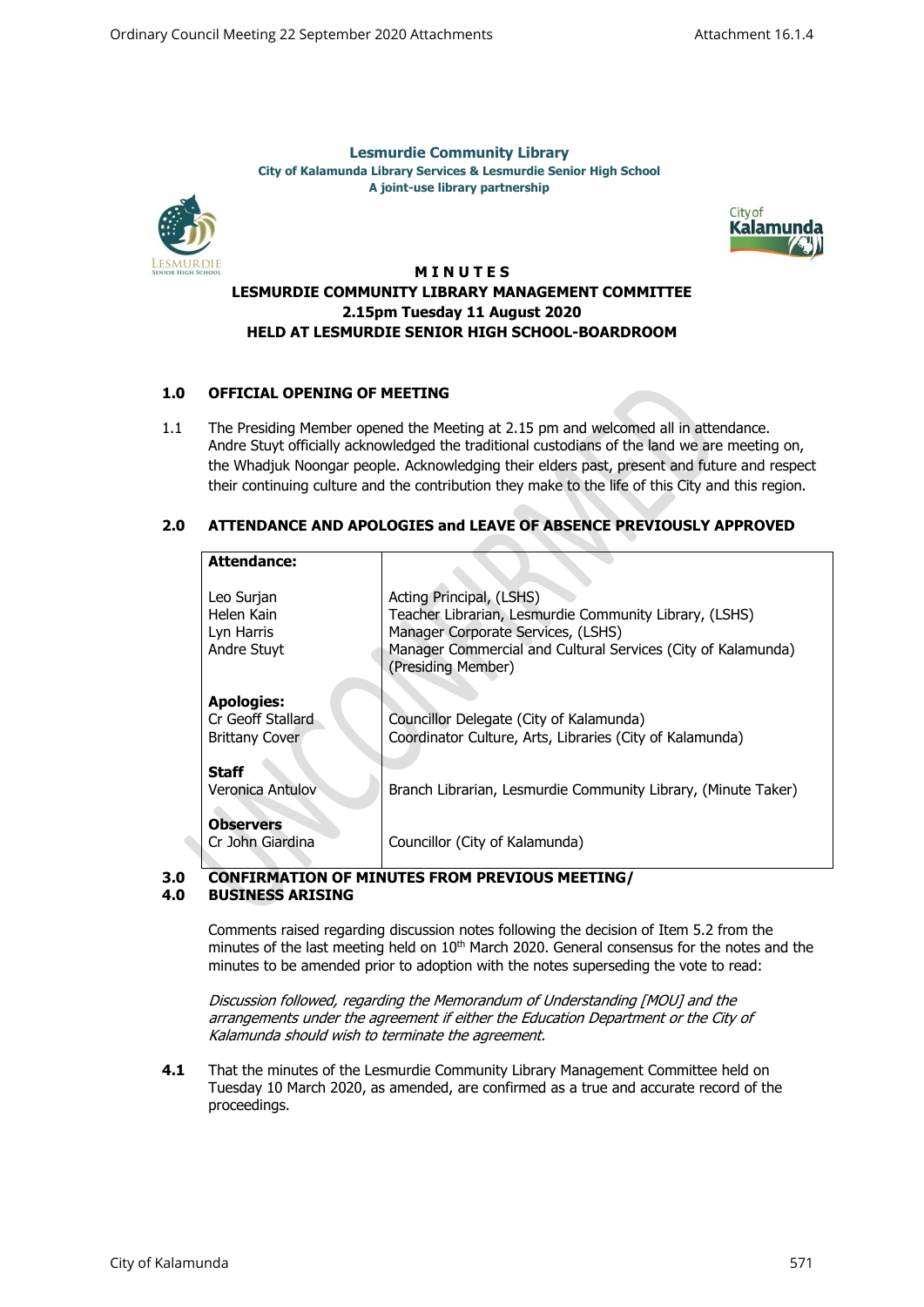**Lesmurdie Community Library**
**City of Kalamunda Library Services & Lesmurdie Senior High School**
**A joint-use library partnership**

# MINUTES
## LESMURDIE COMMUNITY LIBRARY MANAGEMENT COMMITTEE
## 2.15pm Tuesday 11 August 2020
## HELD AT LESMURDIE SENIOR HIGH SCHOOL-BOARDROOM

### 1.0 OFFICIAL OPENING OF MEETING

1.1 The Presiding Member opened the Meeting at 2.15 pm and welcomed all in attendance. Andre Stuyt officially acknowledged the traditional custodians of the land we are meeting on, the Whadjuk Noongar people. Acknowledging their elders past, present and future and respect their continuing culture and the contribution they make to the life of this City and this region.

### 2.0 ATTENDANCE AND APOLOGIES and LEAVE OF ABSENCE PREVIOUSLY APPROVED

| **Attendance:** | |
|---|---|
| Leo Surjan | Acting Principal, (LSHS) |
| Helen Kain | Teacher Librarian, Lesmurdie Community Library, (LSHS) |
| Lyn Harris | Manager Corporate Services, (LSHS) |
| Andre Stuyt | Manager Commercial and Cultural Services (City of Kalamunda) (Presiding Member) |
| **Apologies:** | |
| Cr Geoff Stallard | Councillor Delegate (City of Kalamunda) |
| Brittany Cover | Coordinator Culture, Arts, Libraries (City of Kalamunda) |
| **Staff** | |
| Veronica Antulov | Branch Librarian, Lesmurdie Community Library, (Minute Taker) |
| **Observers** | |
| Cr John Giardina | Councillor (City of Kalamunda) |

### 3.0 CONFIRMATION OF MINUTES FROM PREVIOUS MEETING/
### 4.0 BUSINESS ARISING

Comments raised regarding discussion notes following the decision of Item 5.2 from the minutes of the last meeting held on 10th March 2020. General consensus for the notes and the minutes to be amended prior to adoption with the notes superseding the vote to read:

*Discussion followed, regarding the Memorandum of Understanding [MOU] and the arrangements under the agreement if either the Education Department or the City of Kalamunda should wish to terminate the agreement.*

**4.1** That the minutes of the Lesmurdie Community Library Management Committee held on Tuesday 10 March 2020, as amended, are confirmed as a true and accurate record of the proceedings.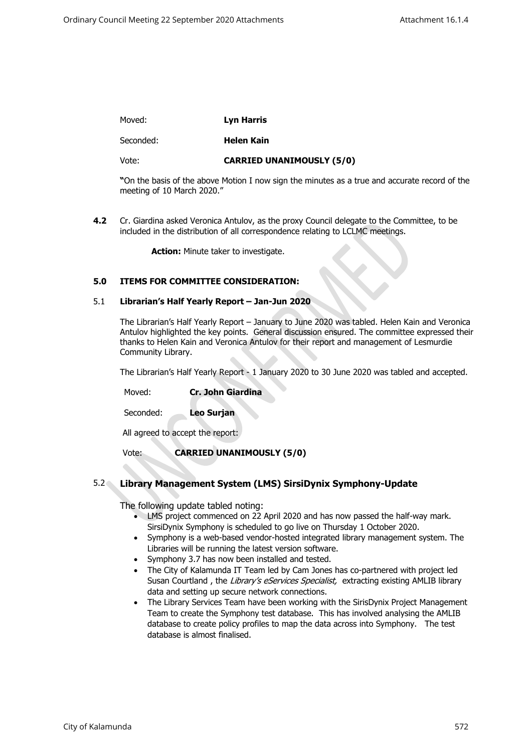Moved: **Lyn Harris**

Seconded: **Helen Kain**

Vote: **CARRIED UNANIMOUSLY (5/0)**

**"**On the basis of the above Motion I now sign the minutes as a true and accurate record of the meeting of 10 March 2020."

**4.2** Cr. Giardina asked Veronica Antulov, as the proxy Council delegate to the Committee, to be included in the distribution of all correspondence relating to LCLMC meetings.

**Action:** Minute taker to investigate.

### 5.0 ITEMS FOR COMMITTEE CONSIDERATION:

#### 5.1 Librarian's Half Yearly Report – Jan-Jun 2020

The Librarian's Half Yearly Report – January to June 2020 was tabled. Helen Kain and Veronica Antulov highlighted the key points. General discussion ensured. The committee expressed their thanks to Helen Kain and Veronica Antulov for their report and management of Lesmurdie Community Library.

The Librarian's Half Yearly Report - 1 January 2020 to 30 June 2020 was tabled and accepted.

Moved: **Cr. John Giardina**

Seconded: **Leo Surjan**

All agreed to accept the report:

Vote: **CARRIED UNANIMOUSLY (5/0)**

#### 5.2 Library Management System (LMS) SirsiDynix Symphony-Update

The following update tabled noting:

- LMS project commenced on 22 April 2020 and has now passed the half-way mark. SirsiDynix Symphony is scheduled to go live on Thursday 1 October 2020.
- Symphony is a web-based vendor-hosted integrated library management system. The Libraries will be running the latest version software.
- Symphony 3.7 has now been installed and tested.
- The City of Kalamunda IT Team led by Cam Jones has co-partnered with project led Susan Courtland , the *Library's eServices Specialist,* extracting existing AMLIB library data and setting up secure network connections.
- The Library Services Team have been working with the SirisDynix Project Management Team to create the Symphony test database. This has involved analysing the AMLIB database to create policy profiles to map the data across into Symphony. The test database is almost finalised.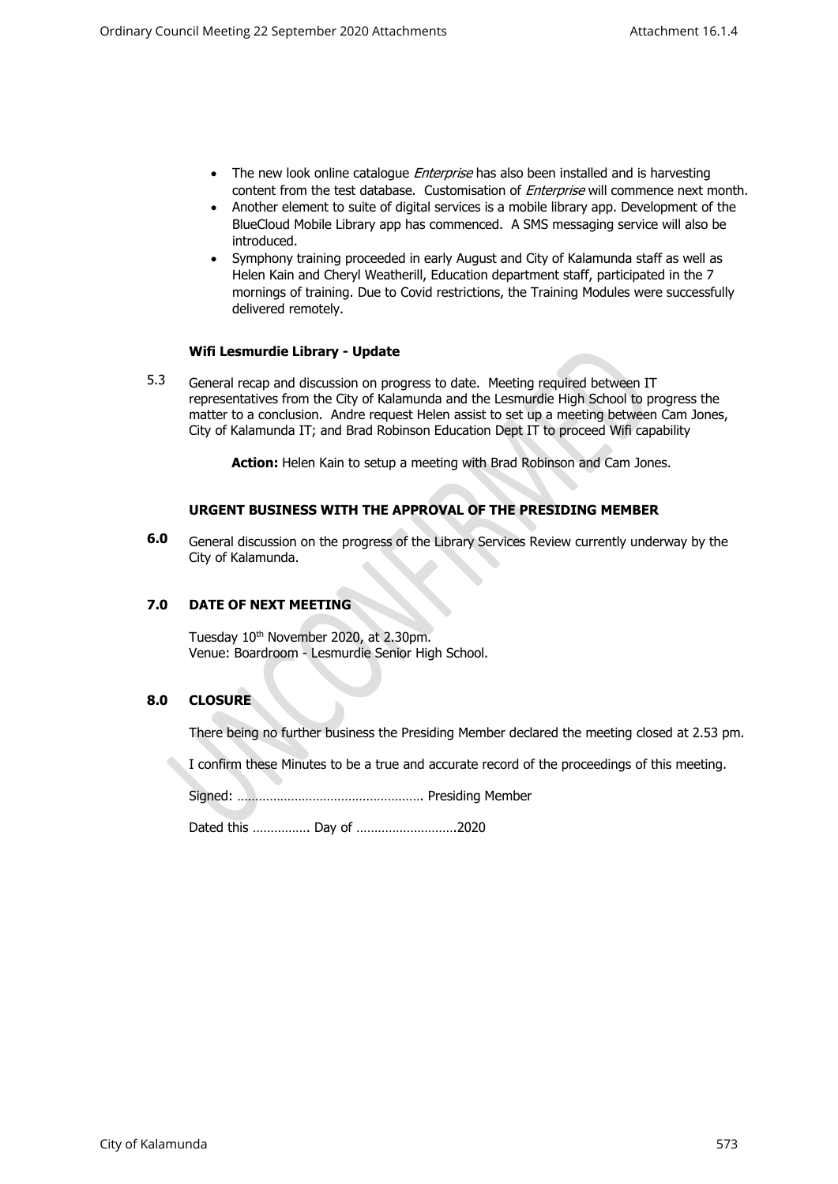- The new look online catalogue *Enterprise* has also been installed and is harvesting content from the test database. Customisation of *Enterprise* will commence next month.
- Another element to suite of digital services is a mobile library app. Development of the BlueCloud Mobile Library app has commenced. A SMS messaging service will also be introduced.
- Symphony training proceeded in early August and City of Kalamunda staff as well as Helen Kain and Cheryl Weatherill, Education department staff, participated in the 7 mornings of training. Due to Covid restrictions, the Training Modules were successfully delivered remotely.

**Wifi Lesmurdie Library - Update**

5.3 General recap and discussion on progress to date. Meeting required between IT representatives from the City of Kalamunda and the Lesmurdie High School to progress the matter to a conclusion. Andre request Helen assist to set up a meeting between Cam Jones, City of Kalamunda IT; and Brad Robinson Education Dept IT to proceed Wifi capability

**Action:** Helen Kain to setup a meeting with Brad Robinson and Cam Jones.

**URGENT BUSINESS WITH THE APPROVAL OF THE PRESIDING MEMBER**

**6.0** General discussion on the progress of the Library Services Review currently underway by the City of Kalamunda.

## 7.0 DATE OF NEXT MEETING

Tuesday 10th November 2020, at 2.30pm.
Venue: Boardroom - Lesmurdie Senior High School.

## 8.0 CLOSURE

There being no further business the Presiding Member declared the meeting closed at 2.53 pm.

I confirm these Minutes to be a true and accurate record of the proceedings of this meeting.

Signed: …………………………………………… Presiding Member

Dated this ……………. Day of ………………………2020